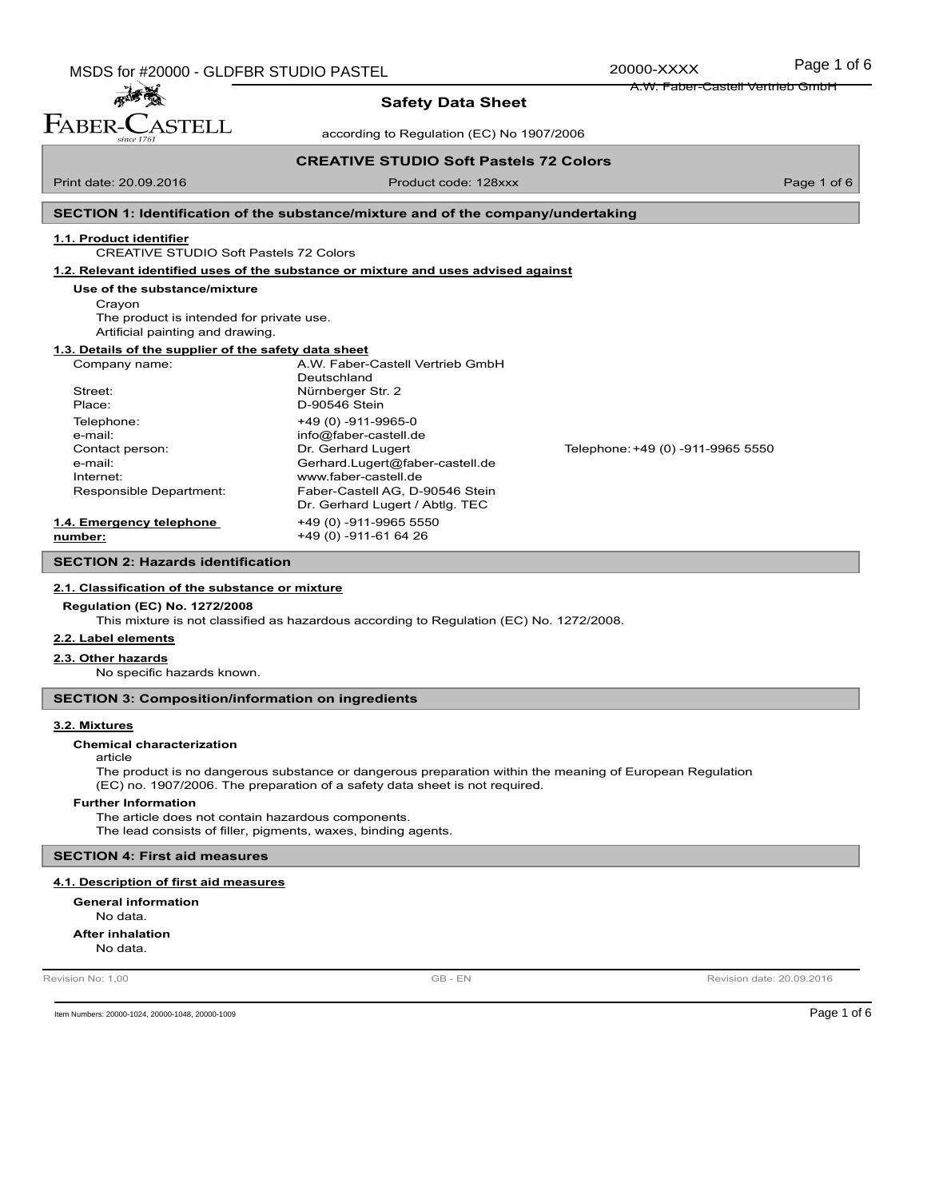# Safety Data Sheet

according to Regulation (EC) No 1907/2006

**CREATIVE STUDIO Soft Pastels 72 Colors**

Print date: 20.09.2016 | Product code: 128xxx

## SECTION 1: Identification of the substance/mixture and of the company/undertaking

### 1.1. Product identifier

CREATIVE STUDIO Soft Pastels 72 Colors

### 1.2. Relevant identified uses of the substance or mixture and uses advised against

**Use of the substance/mixture**

Crayon
The product is intended for private use.
Artificial painting and drawing.

### 1.3. Details of the supplier of the safety data sheet

| | | |
|---|---|---|
| Company name: | A.W. Faber-Castell Vertrieb GmbH<br>Deutschland | |
| Street: | Nürnberger Str. 2 | |
| Place: | D-90546 Stein | |
| Telephone: | +49 (0) -911-9965-0 | |
| e-mail: | info@faber-castell.de | |
| Contact person: | Dr. Gerhard Lugert | Telephone: +49 (0) -911-9965 5550 |
| e-mail: | Gerhard.Lugert@faber-castell.de | |
| Internet: | www.faber-castell.de | |
| Responsible Department: | Faber-Castell AG, D-90546 Stein<br>Dr. Gerhard Lugert / Abtlg. TEC | |

### 1.4. Emergency telephone number:

+49 (0) -911-9965 5550
+49 (0) -911-61 64 26

## SECTION 2: Hazards identification

### 2.1. Classification of the substance or mixture

**Regulation (EC) No. 1272/2008**

This mixture is not classified as hazardous according to Regulation (EC) No. 1272/2008.

### 2.2. Label elements

### 2.3. Other hazards

No specific hazards known.

## SECTION 3: Composition/information on ingredients

### 3.2. Mixtures

**Chemical characterization**

article
The product is no dangerous substance or dangerous preparation within the meaning of European Regulation (EC) no. 1907/2006. The preparation of a safety data sheet is not required.

**Further Information**

The article does not contain hazardous components.
The lead consists of filler, pigments, waxes, binding agents.

## SECTION 4: First aid measures

### 4.1. Description of first aid measures

**General information**

No data.

**After inhalation**

No data.

Revision No: 1,00 | GB - EN | Revision date: 20.09.2016

Item Numbers: 20000-1024, 20000-1048, 20000-1009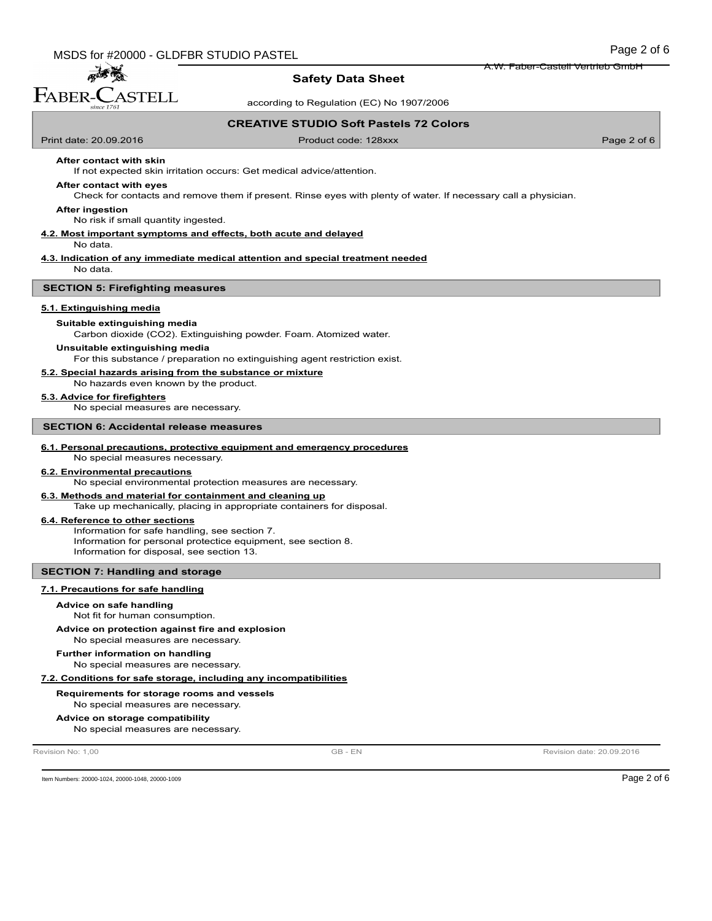**After contact with skin**

If not expected skin irritation occurs: Get medical advice/attention.

**After contact with eyes**

Check for contacts and remove them if present. Rinse eyes with plenty of water. If necessary call a physician.

**After ingestion**

No risk if small quantity ingested.

**4.2. Most important symptoms and effects, both acute and delayed**

No data.

**4.3. Indication of any immediate medical attention and special treatment needed**

No data.

## SECTION 5: Firefighting measures

**5.1. Extinguishing media**

**Suitable extinguishing media**

Carbon dioxide ($CO_2$). Extinguishing powder. Foam. Atomized water.

**Unsuitable extinguishing media**

For this substance / preparation no extinguishing agent restriction exist.

**5.2. Special hazards arising from the substance or mixture**

No hazards even known by the product.

**5.3. Advice for firefighters**

No special measures are necessary.

## SECTION 6: Accidental release measures

**6.1. Personal precautions, protective equipment and emergency procedures**

No special measures necessary.

**6.2. Environmental precautions**

No special environmental protection measures are necessary.

**6.3. Methods and material for containment and cleaning up**

Take up mechanically, placing in appropriate containers for disposal.

**6.4. Reference to other sections**

Information for safe handling, see section 7.
Information for personal protectice equipment, see section 8.
Information for disposal, see section 13.

## SECTION 7: Handling and storage

**7.1. Precautions for safe handling**

**Advice on safe handling**

Not fit for human consumption.

**Advice on protection against fire and explosion**

No special measures are necessary.

**Further information on handling**

No special measures are necessary.

**7.2. Conditions for safe storage, including any incompatibilities**

**Requirements for storage rooms and vessels**

No special measures are necessary.

**Advice on storage compatibility**

No special measures are necessary.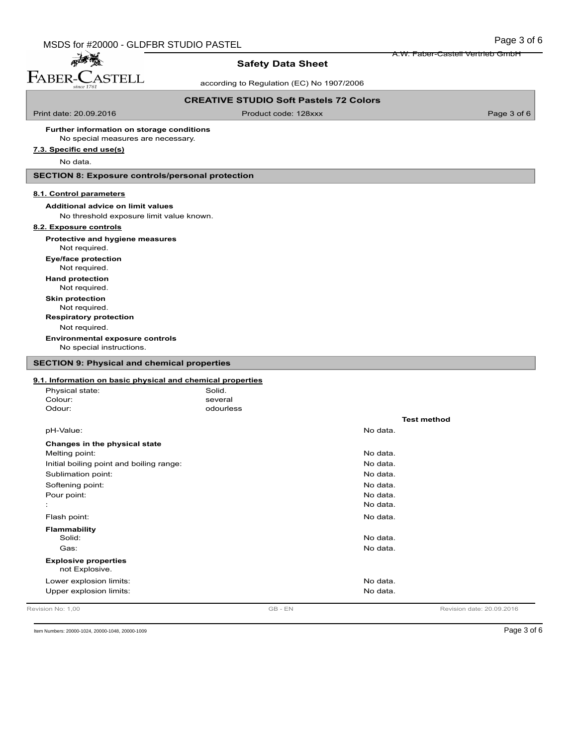**Further information on storage conditions**

No special measures are necessary.

### 7.3. Specific end use(s)

No data.

## SECTION 8: Exposure controls/personal protection

### 8.1. Control parameters

**Additional advice on limit values**

No threshold exposure limit value known.

### 8.2. Exposure controls

**Protective and hygiene measures**

Not required.

**Eye/face protection**

Not required.

**Hand protection**

Not required.

**Skin protection**

Not required.

**Respiratory protection**

Not required.

**Environmental exposure controls**

No special instructions.

## SECTION 9: Physical and chemical properties

### 9.1. Information on basic physical and chemical properties

| | | | |
|---|---|---|---|
| Physical state: | Solid. | | |
| Colour: | several | | |
| Odour: | odourless | | |
| | | | **Test method** |
| pH-Value: | | No data. | |
| **Changes in the physical state** | | | |
| Melting point: | | No data. | |
| Initial boiling point and boiling range: | | No data. | |
| Sublimation point: | | No data. | |
| Softening point: | | No data. | |
| Pour point: | | No data. | |
| : | | No data. | |
| Flash point: | | No data. | |
| **Flammability** | | | |
| Solid: | | No data. | |
| Gas: | | No data. | |
| **Explosive properties** | | | |
| not Explosive. | | | |
| Lower explosion limits: | | No data. | |
| Upper explosion limits: | | No data. | |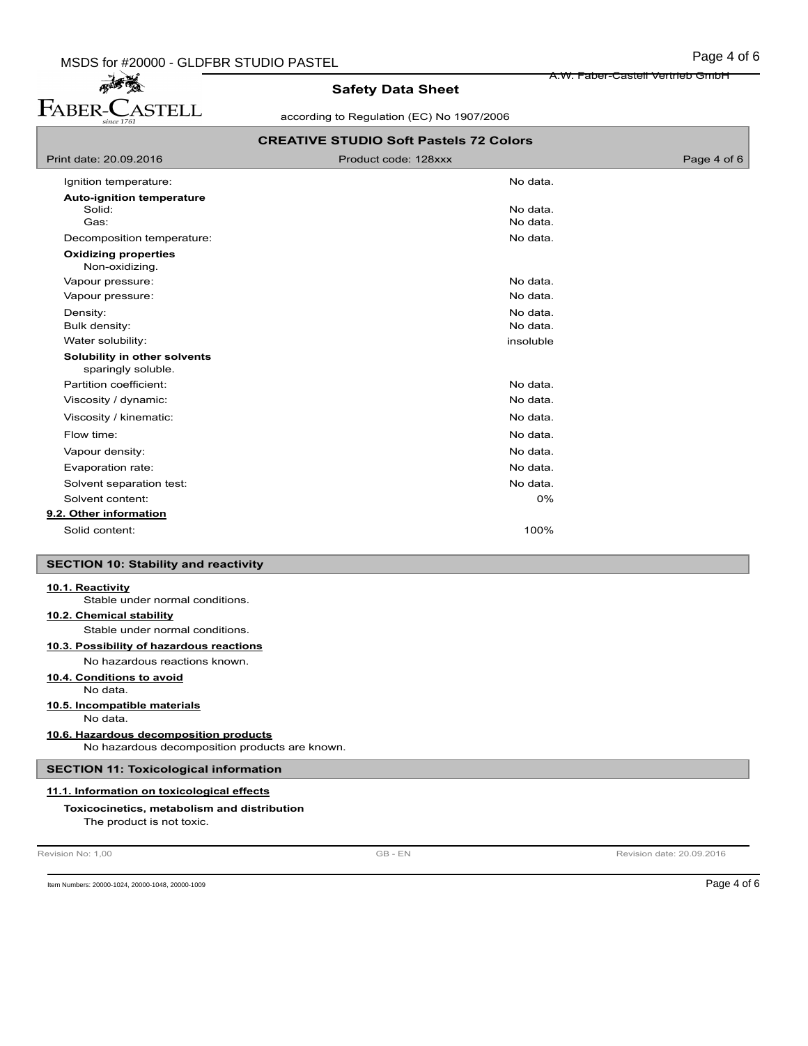| Property | Value |
|---|---|
| Ignition temperature: | No data. |
| **Auto-ignition temperature** | |
| Solid: | No data. |
| Gas: | No data. |
| Decomposition temperature: | No data. |

**Oxidizing properties**

Non-oxidizing.

| Property | Value |
|---|---|
| Vapour pressure: | No data. |
| Vapour pressure: | No data. |
| Density: | No data. |
| Bulk density: | No data. |
| Water solubility: | insoluble |

**Solubility in other solvents**

sparingly soluble.

| Property | Value |
|---|---|
| Partition coefficient: | No data. |
| Viscosity / dynamic: | No data. |
| Viscosity / kinematic: | No data. |
| Flow time: | No data. |
| Vapour density: | No data. |
| Evaporation rate: | No data. |
| Solvent separation test: | No data. |
| Solvent content: | 0% |

### 9.2. Other information

| Property | Value |
|---|---|
| Solid content: | 100% |

## SECTION 10: Stability and reactivity

### 10.1. Reactivity

Stable under normal conditions.

### 10.2. Chemical stability

Stable under normal conditions.

### 10.3. Possibility of hazardous reactions

No hazardous reactions known.

### 10.4. Conditions to avoid

No data.

### 10.5. Incompatible materials

No data.

### 10.6. Hazardous decomposition products

No hazardous decomposition products are known.

## SECTION 11: Toxicological information

### 11.1. Information on toxicological effects

**Toxicocinetics, metabolism and distribution**

The product is not toxic.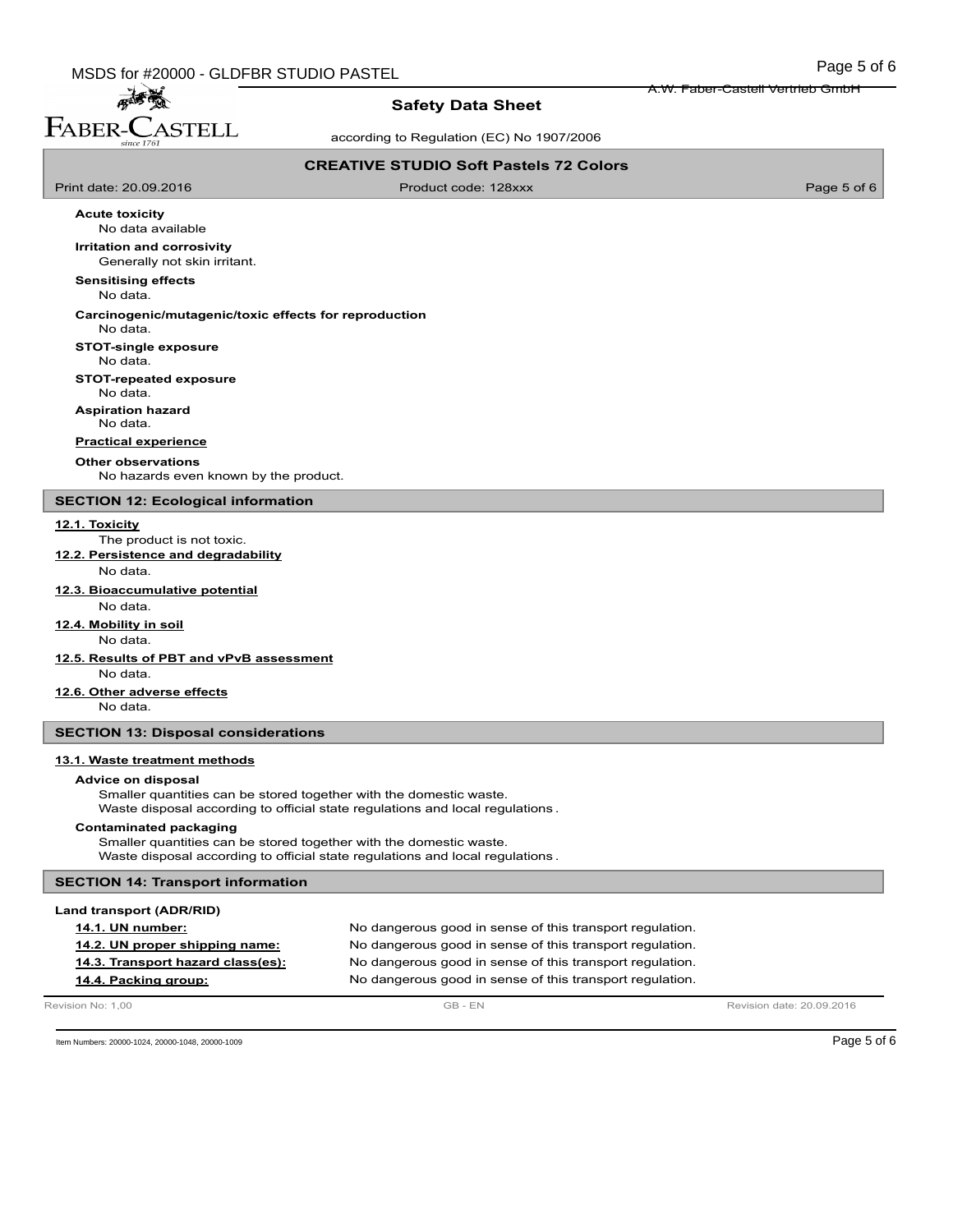**Acute toxicity**

No data available

**Irritation and corrosivity**

Generally not skin irritant.

**Sensitising effects**

No data.

**Carcinogenic/mutagenic/toxic effects for reproduction**

No data.

**STOT-single exposure**

No data.

**STOT-repeated exposure**

No data.

**Aspiration hazard**

No data.

**Practical experience**

**Other observations**

No hazards even known by the product.

## SECTION 12: Ecological information

**12.1. Toxicity**

The product is not toxic.

**12.2. Persistence and degradability**

No data.

**12.3. Bioaccumulative potential**

No data.

**12.4. Mobility in soil**

No data.

**12.5. Results of PBT and vPvB assessment**

No data.

**12.6. Other adverse effects**

No data.

## SECTION 13: Disposal considerations

**13.1. Waste treatment methods**

**Advice on disposal**

Smaller quantities can be stored together with the domestic waste.
Waste disposal according to official state regulations and local regulations.

**Contaminated packaging**

Smaller quantities can be stored together with the domestic waste.
Waste disposal according to official state regulations and local regulations.

## SECTION 14: Transport information

**Land transport (ADR/RID)**

| | |
|---|---|
| **14.1. UN number:** | No dangerous good in sense of this transport regulation. |
| **14.2. UN proper shipping name:** | No dangerous good in sense of this transport regulation. |
| **14.3. Transport hazard class(es):** | No dangerous good in sense of this transport regulation. |
| **14.4. Packing group:** | No dangerous good in sense of this transport regulation. |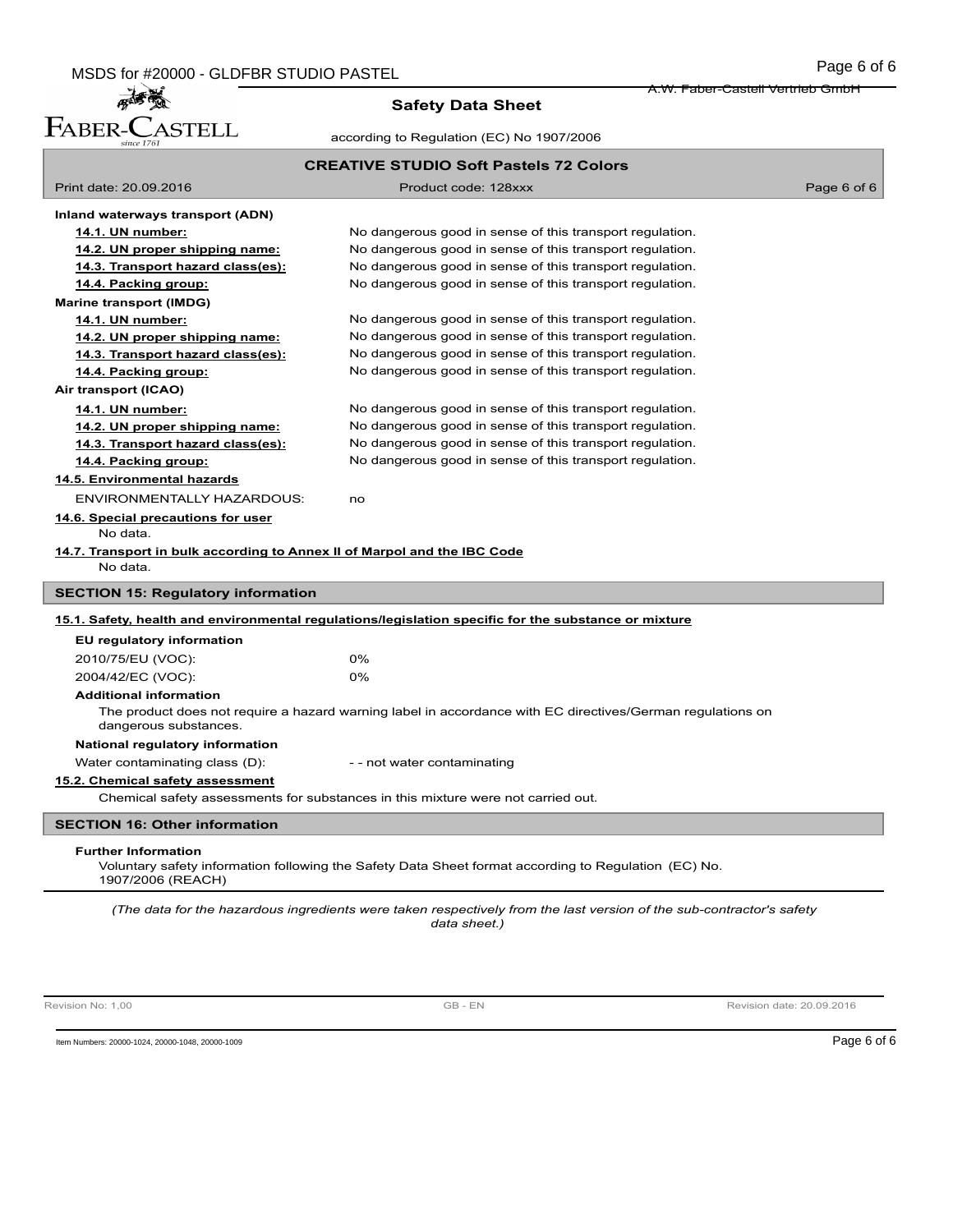**Inland waterways transport (ADN)**

| | |
|---|---|
| **14.1. UN number:** | No dangerous good in sense of this transport regulation. |
| **14.2. UN proper shipping name:** | No dangerous good in sense of this transport regulation. |
| **14.3. Transport hazard class(es):** | No dangerous good in sense of this transport regulation. |
| **14.4. Packing group:** | No dangerous good in sense of this transport regulation. |

**Marine transport (IMDG)**

| | |
|---|---|
| **14.1. UN number:** | No dangerous good in sense of this transport regulation. |
| **14.2. UN proper shipping name:** | No dangerous good in sense of this transport regulation. |
| **14.3. Transport hazard class(es):** | No dangerous good in sense of this transport regulation. |
| **14.4. Packing group:** | No dangerous good in sense of this transport regulation. |

**Air transport (ICAO)**

| | |
|---|---|
| **14.1. UN number:** | No dangerous good in sense of this transport regulation. |
| **14.2. UN proper shipping name:** | No dangerous good in sense of this transport regulation. |
| **14.3. Transport hazard class(es):** | No dangerous good in sense of this transport regulation. |
| **14.4. Packing group:** | No dangerous good in sense of this transport regulation. |

**14.5. Environmental hazards**

ENVIRONMENTALLY HAZARDOUS: no

**14.6. Special precautions for user**

No data.

**14.7. Transport in bulk according to Annex II of Marpol and the IBC Code**

No data.

## SECTION 15: Regulatory information

**15.1. Safety, health and environmental regulations/legislation specific for the substance or mixture**

**EU regulatory information**

| | |
|---|---|
| 2010/75/EU (VOC): | 0% |
| 2004/42/EC (VOC): | 0% |

**Additional information**

The product does not require a hazard warning label in accordance with EC directives/German regulations on dangerous substances.

**National regulatory information**

Water contaminating class (D): - - not water contaminating

**15.2. Chemical safety assessment**

Chemical safety assessments for substances in this mixture were not carried out.

## SECTION 16: Other information

**Further Information**

Voluntary safety information following the Safety Data Sheet format according to Regulation (EC) No. 1907/2006 (REACH)

*(The data for the hazardous ingredients were taken respectively from the last version of the sub-contractor's safety data sheet.)*